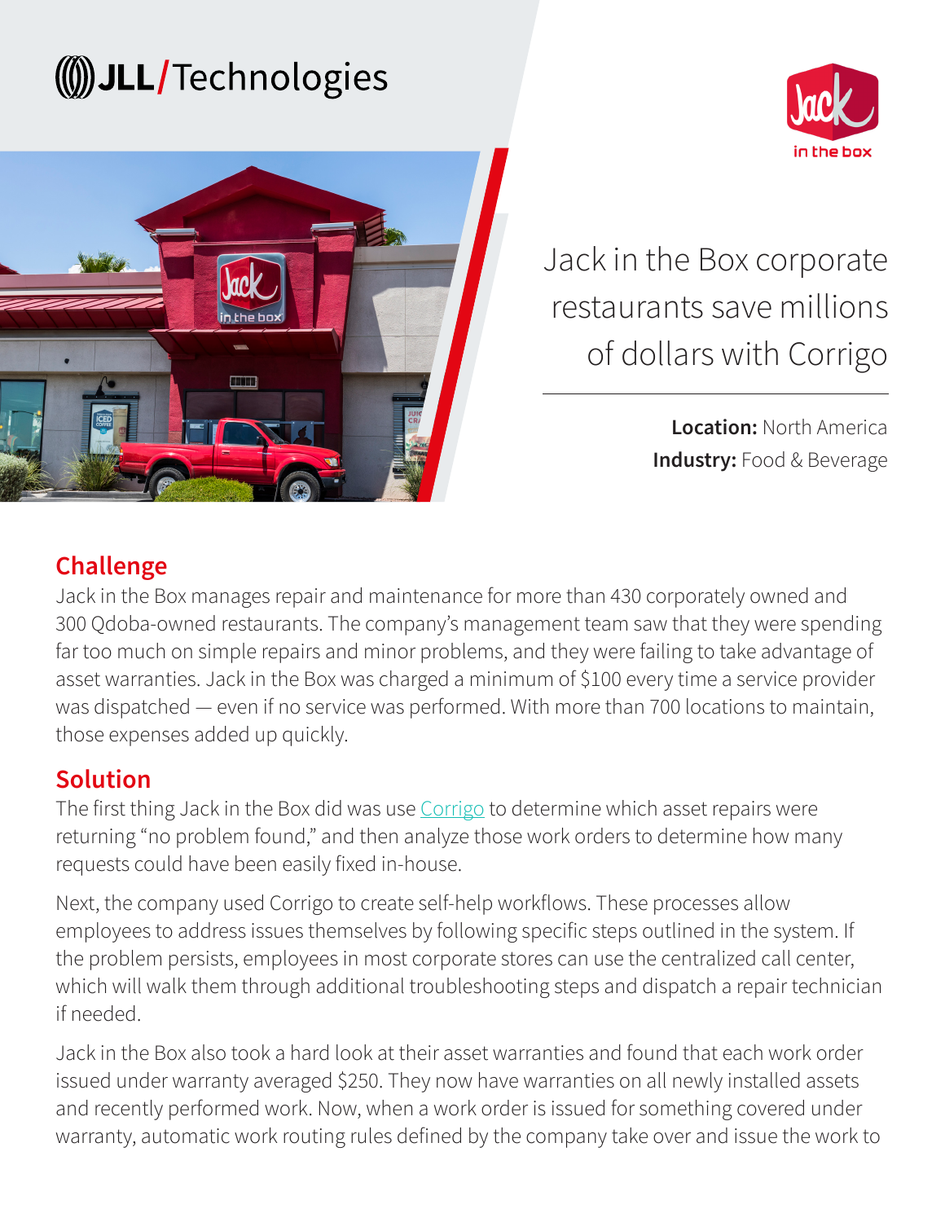JLL/Technologies

Jack in the box

# Jack in the Box corporate restaurants save millions of dollars with Corrigo

**Location:** North America
**Industry:** Food & Beverage

## Challenge

Jack in the Box manages repair and maintenance for more than 430 corporately owned and 300 Qdoba-owned restaurants. The company's management team saw that they were spending far too much on simple repairs and minor problems, and they were failing to take advantage of asset warranties. Jack in the Box was charged a minimum of $100 every time a service provider was dispatched — even if no service was performed. With more than 700 locations to maintain, those expenses added up quickly.

## Solution

The first thing Jack in the Box did was use Corrigo to determine which asset repairs were returning "no problem found," and then analyze those work orders to determine how many requests could have been easily fixed in-house.

Next, the company used Corrigo to create self-help workflows. These processes allow employees to address issues themselves by following specific steps outlined in the system. If the problem persists, employees in most corporate stores can use the centralized call center, which will walk them through additional troubleshooting steps and dispatch a repair technician if needed.

Jack in the Box also took a hard look at their asset warranties and found that each work order issued under warranty averaged $250. They now have warranties on all newly installed assets and recently performed work. Now, when a work order is issued for something covered under warranty, automatic work routing rules defined by the company take over and issue the work to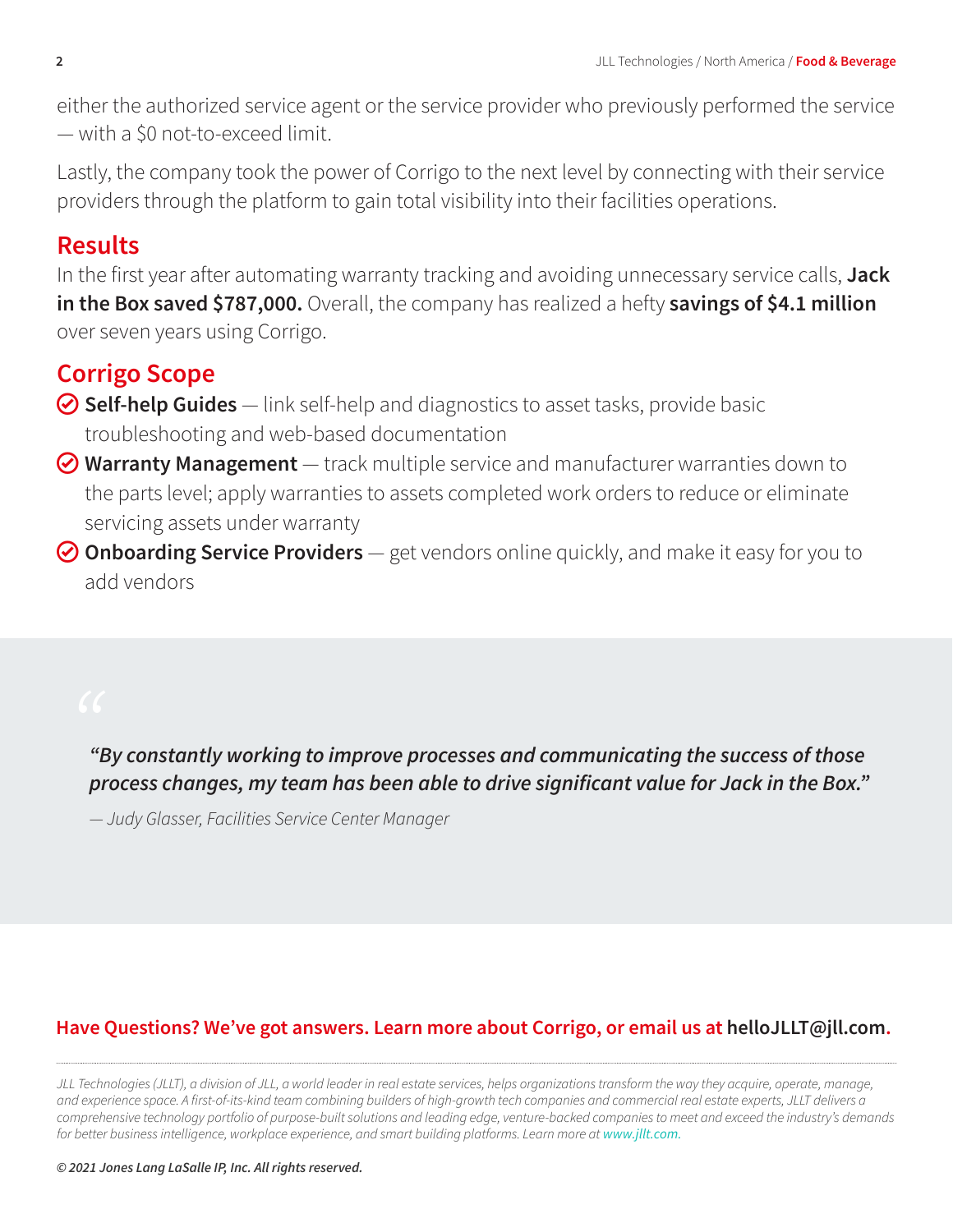either the authorized service agent or the service provider who previously performed the service — with a $0 not-to-exceed limit.

Lastly, the company took the power of Corrigo to the next level by connecting with their service providers through the platform to gain total visibility into their facilities operations.

## Results

In the first year after automating warranty tracking and avoiding unnecessary service calls, **Jack in the Box saved $787,000.** Overall, the company has realized a hefty **savings of $4.1 million** over seven years using Corrigo.

## Corrigo Scope

- **Self-help Guides** — link self-help and diagnostics to asset tasks, provide basic troubleshooting and web-based documentation
- **Warranty Management** — track multiple service and manufacturer warranties down to the parts level; apply warranties to assets completed work orders to reduce or eliminate servicing assets under warranty
- **Onboarding Service Providers** — get vendors online quickly, and make it easy for you to add vendors

> ***"By constantly working to improve processes and communicating the success of those process changes, my team has been able to drive significant value for Jack in the Box."***
>
> *— Judy Glasser, Facilities Service Center Manager*

**Have Questions? We've got answers. Learn more about Corrigo, or email us at helloJLLT@jll.com.**

*JLL Technologies (JLLT), a division of JLL, a world leader in real estate services, helps organizations transform the way they acquire, operate, manage, and experience space. A first-of-its-kind team combining builders of high-growth tech companies and commercial real estate experts, JLLT delivers a comprehensive technology portfolio of purpose-built solutions and leading edge, venture-backed companies to meet and exceed the industry's demands for better business intelligence, workplace experience, and smart building platforms. Learn more at www.jllt.com.*

***© 2021 Jones Lang LaSalle IP, Inc. All rights reserved.***